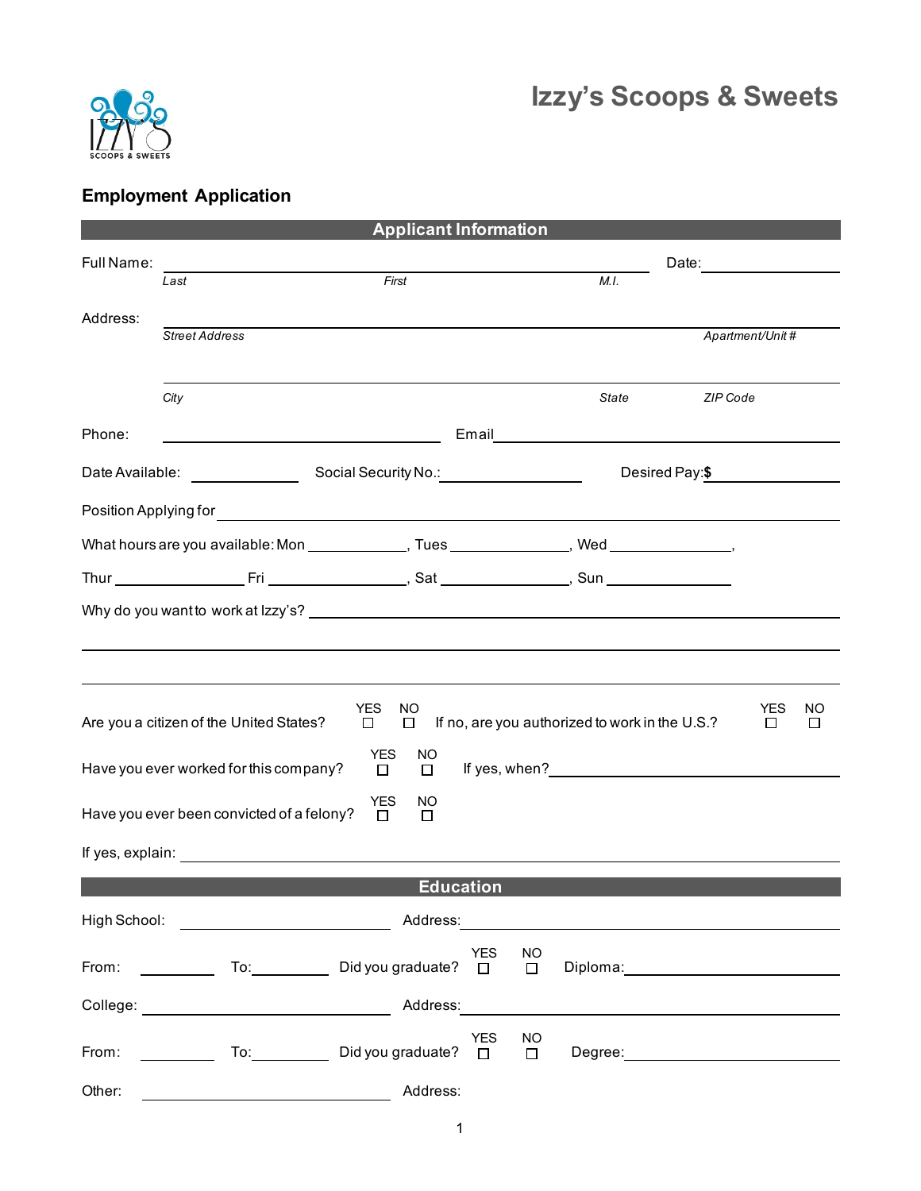# Izzy's Scoops & Sweets

## Employment Application

### Applicant Information

Full Name: ______________________________________________ Date: ______________
*Last* *First* *M.I.*

Address: ______________________________________________
*Street Address* *Apartment/Unit #*

______________________________________________
*City* *State* *ZIP Code*

Phone: ______________________ Email ______________________

Date Available: __________ Social Security No.: ______________ Desired Pay: $ ______________

Position Applying for ______________________________________________

What hours are you available: Mon __________, Tues __________, Wed __________,

Thur __________ Fri __________, Sat __________, Sun __________

Why do you want to work at Izzy's? ______________________________________________

______________________________________________

______________________________________________

Are you a citizen of the United States? YES ☐ NO ☐ If no, are you authorized to work in the U.S.? YES ☐ NO ☐

Have you ever worked for this company? YES ☐ NO ☐ If yes, when? ______________________

Have you ever been convicted of a felony? YES ☐ NO ☐

If yes, explain: ______________________________________________

### Education

High School: ______________________ Address: ______________________

From: __________ To: __________ Did you graduate? YES ☐ NO ☐ Diploma: ______________

College: ______________________ Address: ______________________

From: __________ To: __________ Did you graduate? YES ☐ NO ☐ Degree: ______________

Other: ______________________ Address: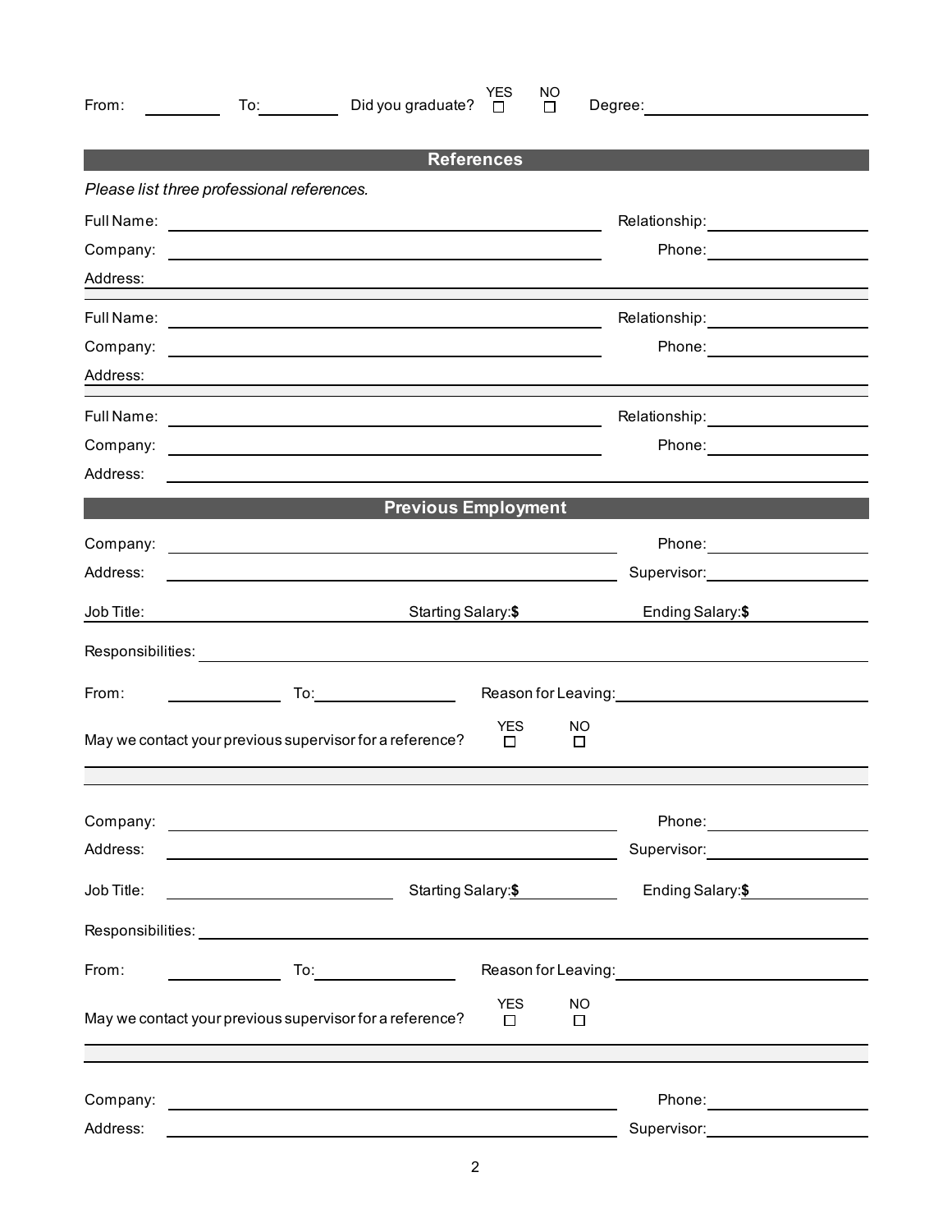From: __________ To: __________ Did you graduate? YES ☐ NO ☐ Degree: ____________________

## References

*Please list three professional references.*

Full Name: ______________________________ Relationship: ______________

Company: ______________________________ Phone: ______________

Address: ____________________________________________________________

Full Name: ______________________________ Relationship: ______________

Company: ______________________________ Phone: ______________

Address: ____________________________________________________________

Full Name: ______________________________ Relationship: ______________

Company: ______________________________ Phone: ______________

Address: ____________________________________________________________

## Previous Employment

Company: ______________________________ Phone: ______________

Address: ______________________________ Supervisor: ______________

Job Title: ______________ Starting Salary:**$** ______________ Ending Salary:**$** ______________

Responsibilities: ____________________________________________________________

From: __________ To: __________ Reason for Leaving: ____________________

May we contact your previous supervisor for a reference? YES ☐ NO ☐

Company: ______________________________ Phone: ______________

Address: ______________________________ Supervisor: ______________

Job Title: ______________ Starting Salary:**$** ______________ Ending Salary:**$** ______________

Responsibilities: ____________________________________________________________

From: __________ To: __________ Reason for Leaving: ____________________

May we contact your previous supervisor for a reference? YES ☐ NO ☐

Company: ______________________________ Phone: ______________

Address: ______________________________ Supervisor: ______________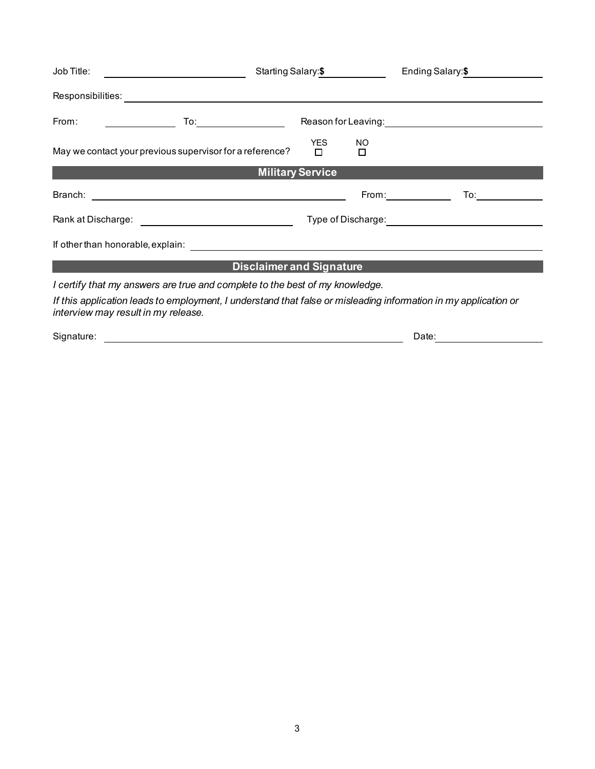Job Title: ____________________ Starting Salary: **$** __________ Ending Salary: **$** __________

Responsibilities: ________________________________________________

From: __________ To: __________ Reason for Leaving: ____________________

May we contact your previous supervisor for a reference? YES ☐ NO ☐

## Military Service

Branch: ______________________________ From: __________ To: __________

Rank at Discharge: ____________________ Type of Discharge: ____________________

If other than honorable, explain: ________________________________________________

## Disclaimer and Signature

*I certify that my answers are true and complete to the best of my knowledge.*

*If this application leads to employment, I understand that false or misleading information in my application or interview may result in my release.*

Signature: ______________________________ Date: __________